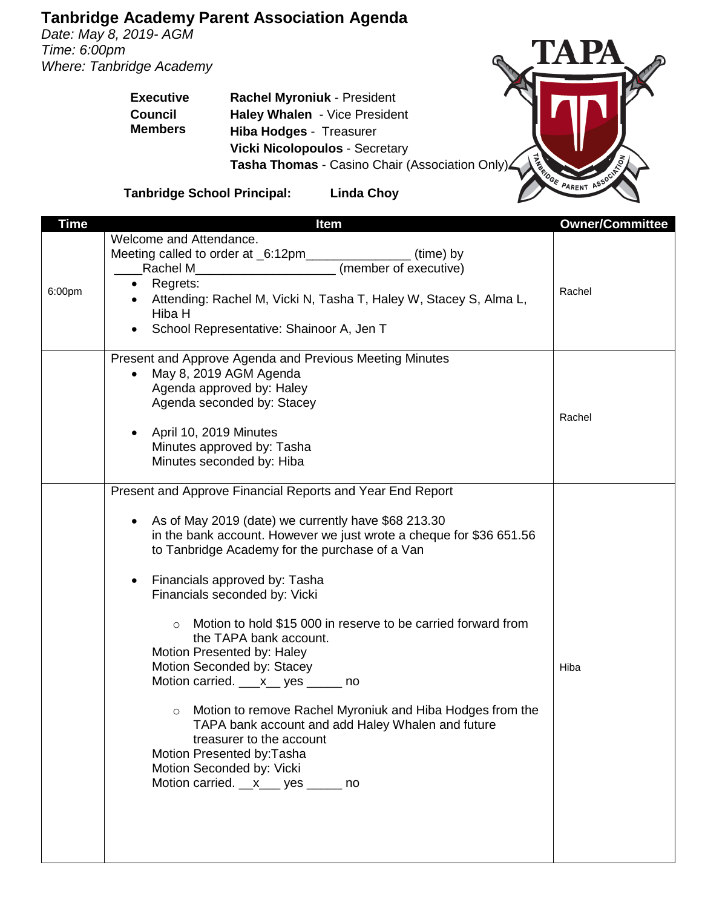# Tanbridge Academy Parent Association Agenda

*Date: May 8, 2019- AGM*
*Time: 6:00pm*
*Where: Tanbridge Academy*

| **Executive Council Members** | |
|---|---|
| | **Rachel Myroniuk** - President |
| | **Haley Whalen** - Vice President |
| | **Hiba Hodges** - Treasurer |
| | **Vicki Nicolopoulos** - Secretary |
| | **Tasha Thomas** - Casino Chair (Association Only) |

**Tanbridge School Principal:** **Linda Choy**

| Time | Item | Owner/Committee |
|---|---|---|
| 6:00pm | Welcome and Attendance.<br>Meeting called to order at _6:12pm______________ (time) by ____Rachel M___________________ (member of executive)<br>• Regrets:<br>• Attending: Rachel M, Vicki N, Tasha T, Haley W, Stacey S, Alma L, Hiba H<br>• School Representative: Shainoor A, Jen T | Rachel |
| | Present and Approve Agenda and Previous Meeting Minutes<br>• May 8, 2019 AGM Agenda<br>Agenda approved by: Haley<br>Agenda seconded by: Stacey<br><br>• April 10, 2019 Minutes<br>Minutes approved by: Tasha<br>Minutes seconded by: Hiba | Rachel |
| | Present and Approve Financial Reports and Year End Report<br><br>• As of May 2019 (date) we currently have $68 213.30 in the bank account. However we just wrote a cheque for $36 651.56 to Tanbridge Academy for the purchase of a Van<br><br>• Financials approved by: Tasha<br>Financials seconded by: Vicki<br><br>○ Motion to hold $15 000 in reserve to be carried forward from the TAPA bank account.<br>Motion Presented by: Haley<br>Motion Seconded by: Stacey<br>Motion carried. ___x__ yes _____ no<br><br>○ Motion to remove Rachel Myroniuk and Hiba Hodges from the TAPA bank account and add Haley Whalen and future treasurer to the account<br>Motion Presented by:Tasha<br>Motion Seconded by: Vicki<br>Motion carried. __x___ yes _____ no | Hiba |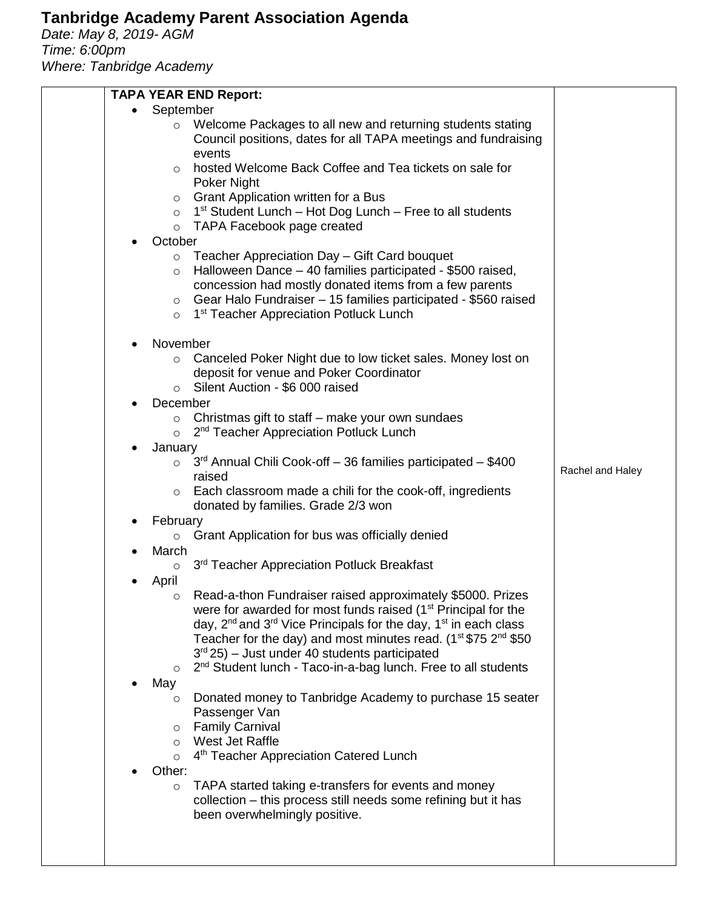# Tanbridge Academy Parent Association Agenda

*Date: May 8, 2019- AGM*
*Time: 6:00pm*
*Where: Tanbridge Academy*

| | | |
|---|---|---|
| | **TAPA YEAR END Report:**<br>• September<br>  ○ Welcome Packages to all new and returning students stating Council positions, dates for all TAPA meetings and fundraising events<br>  ○ hosted Welcome Back Coffee and Tea tickets on sale for Poker Night<br>  ○ Grant Application written for a Bus<br>  ○ 1st Student Lunch – Hot Dog Lunch – Free to all students<br>  ○ TAPA Facebook page created<br>• October<br>  ○ Teacher Appreciation Day – Gift Card bouquet<br>  ○ Halloween Dance – 40 families participated - $500 raised, concession had mostly donated items from a few parents<br>  ○ Gear Halo Fundraiser – 15 families participated - $560 raised<br>  ○ 1st Teacher Appreciation Potluck Lunch<br>• November<br>  ○ Canceled Poker Night due to low ticket sales. Money lost on deposit for venue and Poker Coordinator<br>  ○ Silent Auction - $6 000 raised<br>• December<br>  ○ Christmas gift to staff – make your own sundaes<br>  ○ 2nd Teacher Appreciation Potluck Lunch<br>• January<br>  ○ 3rd Annual Chili Cook-off – 36 families participated – $400 raised<br>  ○ Each classroom made a chili for the cook-off, ingredients donated by families. Grade 2/3 won<br>• February<br>  ○ Grant Application for bus was officially denied<br>• March<br>  ○ 3rd Teacher Appreciation Potluck Breakfast<br>• April<br>  ○ Read-a-thon Fundraiser raised approximately $5000. Prizes were for awarded for most funds raised (1st Principal for the day, 2nd and 3rd Vice Principals for the day, 1st in each class Teacher for the day) and most minutes read. (1st $75 2nd $50 3rd 25) – Just under 40 students participated<br>  ○ 2nd Student lunch - Taco-in-a-bag lunch. Free to all students<br>• May<br>  ○ Donated money to Tanbridge Academy to purchase 15 seater Passenger Van<br>  ○ Family Carnival<br>  ○ West Jet Raffle<br>  ○ 4th Teacher Appreciation Catered Lunch<br>• Other:<br>  ○ TAPA started taking e-transfers for events and money collection – this process still needs some refining but it has been overwhelmingly positive. | Rachel and Haley |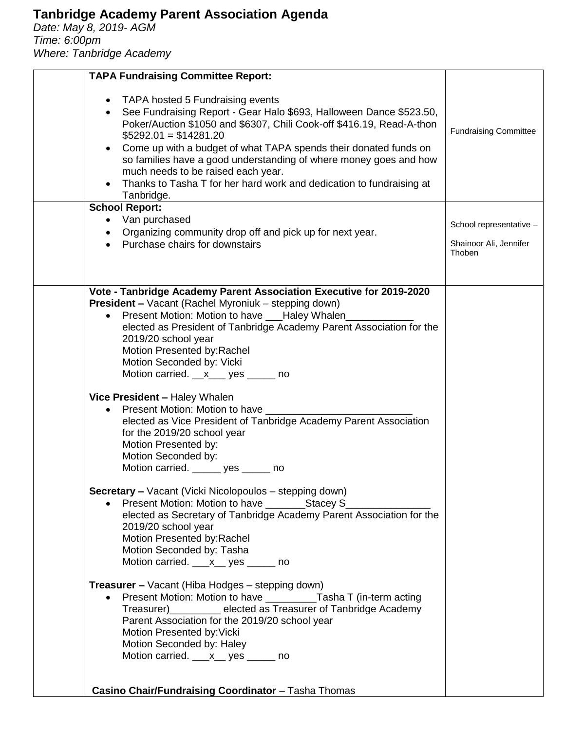# Tanbridge Academy Parent Association Agenda

*Date: May 8, 2019- AGM*
*Time: 6:00pm*
*Where: Tanbridge Academy*

| | | |
|---|---|---|
| | **TAPA Fundraising Committee Report:**<br><br>• TAPA hosted 5 Fundraising events<br>• See Fundraising Report - Gear Halo $693, Halloween Dance $523.50, Poker/Auction $1050 and $6307, Chili Cook-off $416.19, Read-A-thon $5292.01 = $14281.20<br>• Come up with a budget of what TAPA spends their donated funds on so families have a good understanding of where money goes and how much needs to be raised each year.<br>• Thanks to Tasha T for her hard work and dedication to fundraising at Tanbridge. | Fundraising Committee |
| | **School Report:**<br>• Van purchased<br>• Organizing community drop off and pick up for next year.<br>• Purchase chairs for downstairs | School representative –<br><br>Shainoor Ali, Jennifer Thoben |
| | **Vote - Tanbridge Academy Parent Association Executive for 2019-2020**<br>**President –** Vacant (Rachel Myroniuk – stepping down)<br>• Present Motion: Motion to have ___Haley Whalen____________ elected as President of Tanbridge Academy Parent Association for the 2019/20 school year<br>Motion Presented by:Rachel<br>Motion Seconded by: Vicki<br>Motion carried. __x___ yes _____ no<br><br>**Vice President –** Haley Whalen<br>• Present Motion: Motion to have __________________________ elected as Vice President of Tanbridge Academy Parent Association for the 2019/20 school year<br>Motion Presented by:<br>Motion Seconded by:<br>Motion carried. _____ yes _____ no<br><br>**Secretary –** Vacant (Vicki Nicolopoulos – stepping down)<br>• Present Motion: Motion to have _______Stacey S_______________ elected as Secretary of Tanbridge Academy Parent Association for the 2019/20 school year<br>Motion Presented by:Rachel<br>Motion Seconded by: Tasha<br>Motion carried. ___x__ yes _____ no<br><br>**Treasurer –** Vacant (Hiba Hodges – stepping down)<br>• Present Motion: Motion to have _________Tasha T (in-term acting Treasurer)_________ elected as Treasurer of Tanbridge Academy Parent Association for the 2019/20 school year<br>Motion Presented by:Vicki<br>Motion Seconded by: Haley<br>Motion carried. ___x__ yes _____ no<br><br>**Casino Chair/Fundraising Coordinator** – Tasha Thomas | |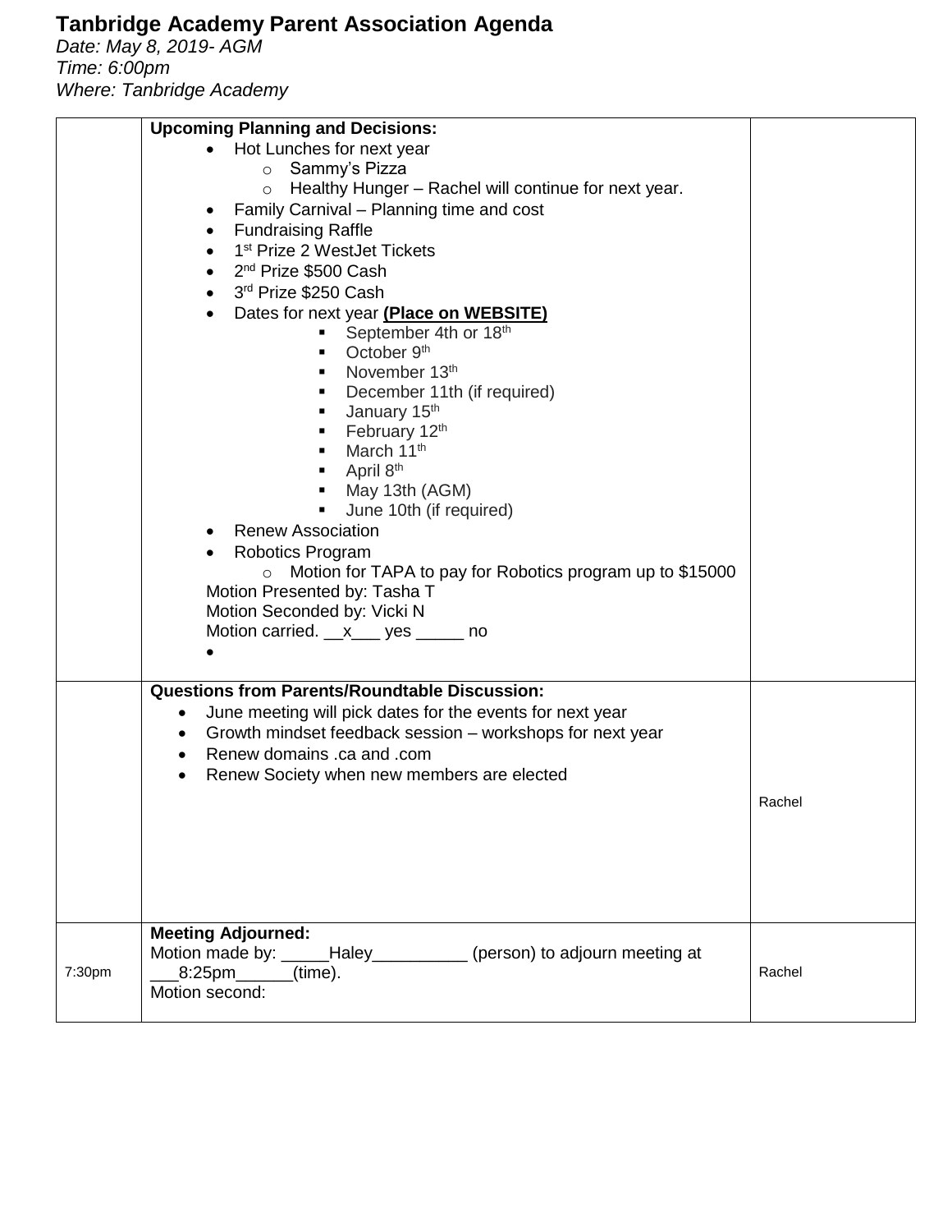# Tanbridge Academy Parent Association Agenda

*Date: May 8, 2019- AGM*
*Time: 6:00pm*
*Where: Tanbridge Academy*

| | | |
|---|---|---|
| | **Upcoming Planning and Decisions:**<br>• Hot Lunches for next year<br>  ○ Sammy's Pizza<br>  ○ Healthy Hunger – Rachel will continue for next year.<br>• Family Carnival – Planning time and cost<br>• Fundraising Raffle<br>• 1st Prize 2 WestJet Tickets<br>• 2nd Prize $500 Cash<br>• 3rd Prize $250 Cash<br>• Dates for next year **(Place on WEBSITE)**<br>  ▪ September 4th or 18th<br>  ▪ October 9th<br>  ▪ November 13th<br>  ▪ December 11th (if required)<br>  ▪ January 15th<br>  ▪ February 12th<br>  ▪ March 11th<br>  ▪ April 8th<br>  ▪ May 13th (AGM)<br>  ▪ June 10th (if required)<br>• Renew Association<br>• Robotics Program<br>  ○ Motion for TAPA to pay for Robotics program up to $15000<br>Motion Presented by: Tasha T<br>Motion Seconded by: Vicki N<br>Motion carried. __x___ yes _____ no<br>• | |
| | **Questions from Parents/Roundtable Discussion:**<br>• June meeting will pick dates for the events for next year<br>• Growth mindset feedback session – workshops for next year<br>• Renew domains .ca and .com<br>• Renew Society when new members are elected | Rachel |
| 7:30pm | **Meeting Adjourned:**<br>Motion made by: _____Haley__________ (person) to adjourn meeting at ___8:25pm______(time).<br>Motion second: | Rachel |